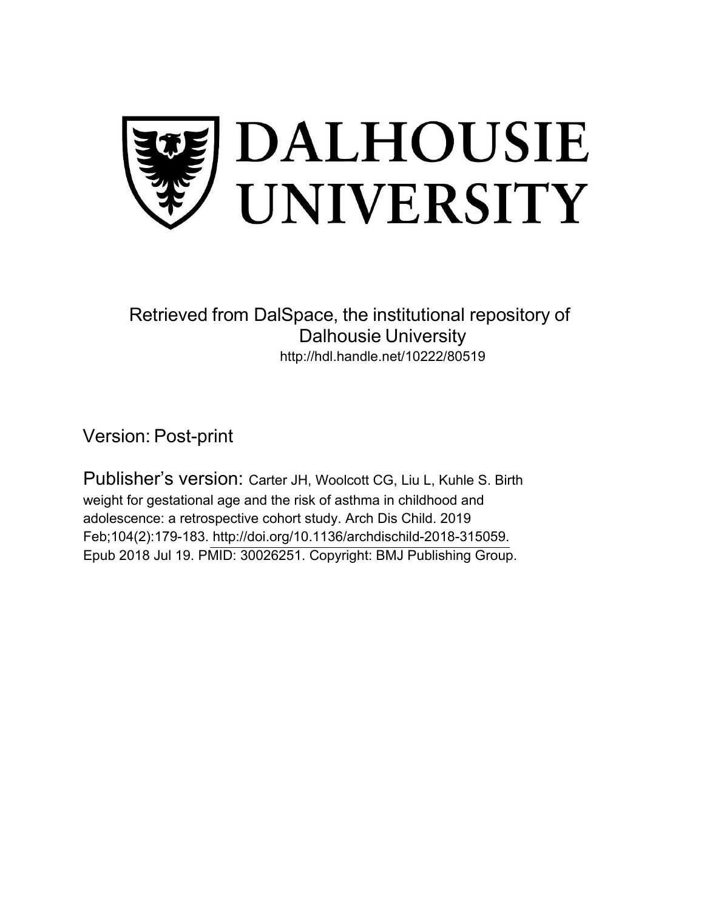# DALHOUSIE UNIVERSITY

Retrieved from DalSpace, the institutional repository of Dalhousie University
http://hdl.handle.net/10222/80519

Version: Post-print

Publisher's version: Carter JH, Woolcott CG, Liu L, Kuhle S. Birth weight for gestational age and the risk of asthma in childhood and adolescence: a retrospective cohort study. Arch Dis Child. 2019 Feb;104(2):179-183. http://doi.org/10.1136/archdischild-2018-315059. Epub 2018 Jul 19. PMID: 30026251. Copyright: BMJ Publishing Group.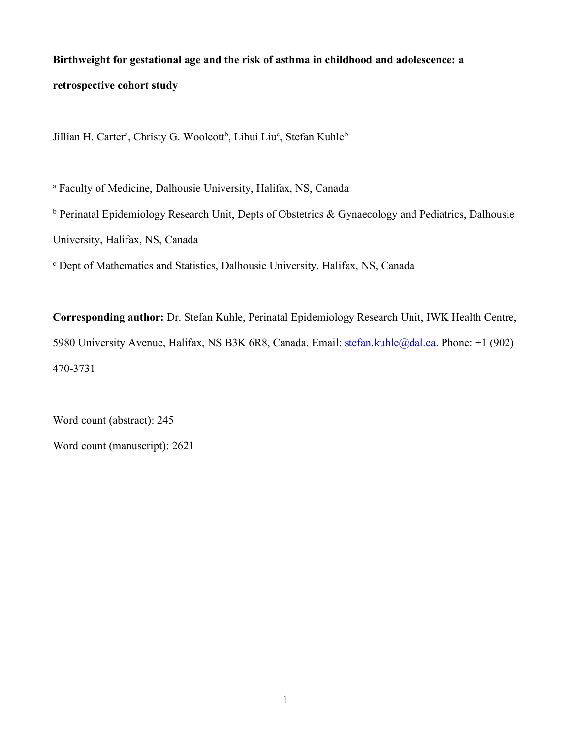**Birthweight for gestational age and the risk of asthma in childhood and adolescence: a retrospective cohort study**

Jillian H. Carter[a], Christy G. Woolcott[b], Lihui Liu[c], Stefan Kuhle[b]

[a] Faculty of Medicine, Dalhousie University, Halifax, NS, Canada

[b] Perinatal Epidemiology Research Unit, Depts of Obstetrics & Gynaecology and Pediatrics, Dalhousie University, Halifax, NS, Canada

[c] Dept of Mathematics and Statistics, Dalhousie University, Halifax, NS, Canada

**Corresponding author:** Dr. Stefan Kuhle, Perinatal Epidemiology Research Unit, IWK Health Centre, 5980 University Avenue, Halifax, NS B3K 6R8, Canada. Email: stefan.kuhle@dal.ca. Phone: +1 (902) 470-3731

Word count (abstract): 245

Word count (manuscript): 2621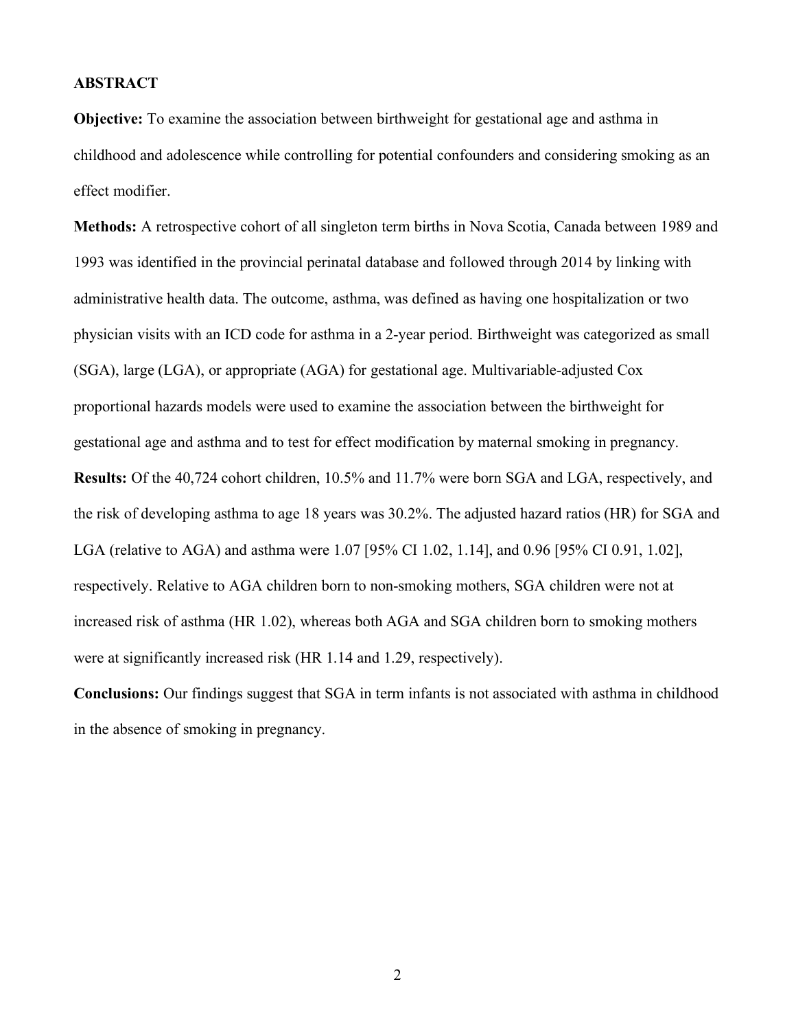## ABSTRACT

**Objective:** To examine the association between birthweight for gestational age and asthma in childhood and adolescence while controlling for potential confounders and considering smoking as an effect modifier.

**Methods:** A retrospective cohort of all singleton term births in Nova Scotia, Canada between 1989 and 1993 was identified in the provincial perinatal database and followed through 2014 by linking with administrative health data. The outcome, asthma, was defined as having one hospitalization or two physician visits with an ICD code for asthma in a 2-year period. Birthweight was categorized as small (SGA), large (LGA), or appropriate (AGA) for gestational age. Multivariable-adjusted Cox proportional hazards models were used to examine the association between the birthweight for gestational age and asthma and to test for effect modification by maternal smoking in pregnancy.

**Results:** Of the 40,724 cohort children, 10.5% and 11.7% were born SGA and LGA, respectively, and the risk of developing asthma to age 18 years was 30.2%. The adjusted hazard ratios (HR) for SGA and LGA (relative to AGA) and asthma were 1.07 [95% CI 1.02, 1.14], and 0.96 [95% CI 0.91, 1.02], respectively. Relative to AGA children born to non-smoking mothers, SGA children were not at increased risk of asthma (HR 1.02), whereas both AGA and SGA children born to smoking mothers were at significantly increased risk (HR 1.14 and 1.29, respectively).

**Conclusions:** Our findings suggest that SGA in term infants is not associated with asthma in childhood in the absence of smoking in pregnancy.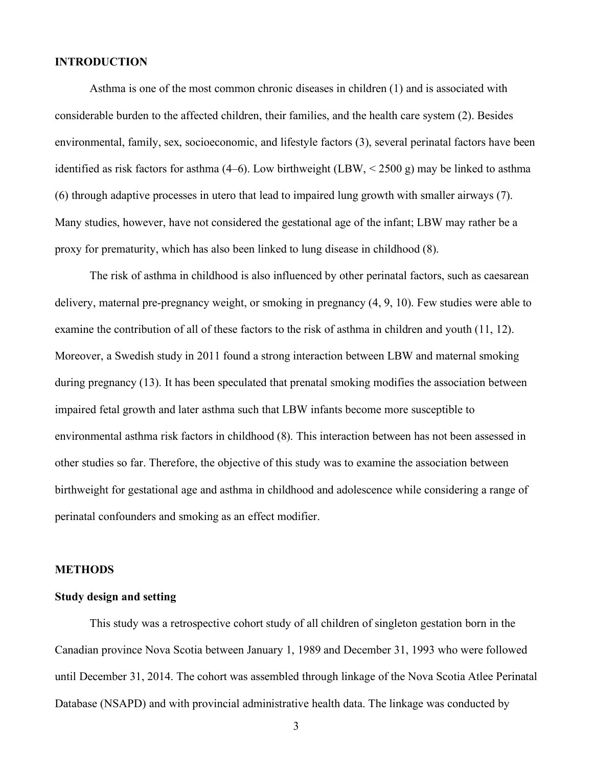## INTRODUCTION

Asthma is one of the most common chronic diseases in children (1) and is associated with considerable burden to the affected children, their families, and the health care system (2). Besides environmental, family, sex, socioeconomic, and lifestyle factors (3), several perinatal factors have been identified as risk factors for asthma (4–6). Low birthweight (LBW, < 2500 g) may be linked to asthma (6) through adaptive processes in utero that lead to impaired lung growth with smaller airways (7). Many studies, however, have not considered the gestational age of the infant; LBW may rather be a proxy for prematurity, which has also been linked to lung disease in childhood (8).

The risk of asthma in childhood is also influenced by other perinatal factors, such as caesarean delivery, maternal pre-pregnancy weight, or smoking in pregnancy (4, 9, 10). Few studies were able to examine the contribution of all of these factors to the risk of asthma in children and youth (11, 12). Moreover, a Swedish study in 2011 found a strong interaction between LBW and maternal smoking during pregnancy (13). It has been speculated that prenatal smoking modifies the association between impaired fetal growth and later asthma such that LBW infants become more susceptible to environmental asthma risk factors in childhood (8). This interaction between has not been assessed in other studies so far. Therefore, the objective of this study was to examine the association between birthweight for gestational age and asthma in childhood and adolescence while considering a range of perinatal confounders and smoking as an effect modifier.

## METHODS

### Study design and setting

This study was a retrospective cohort study of all children of singleton gestation born in the Canadian province Nova Scotia between January 1, 1989 and December 31, 1993 who were followed until December 31, 2014. The cohort was assembled through linkage of the Nova Scotia Atlee Perinatal Database (NSAPD) and with provincial administrative health data. The linkage was conducted by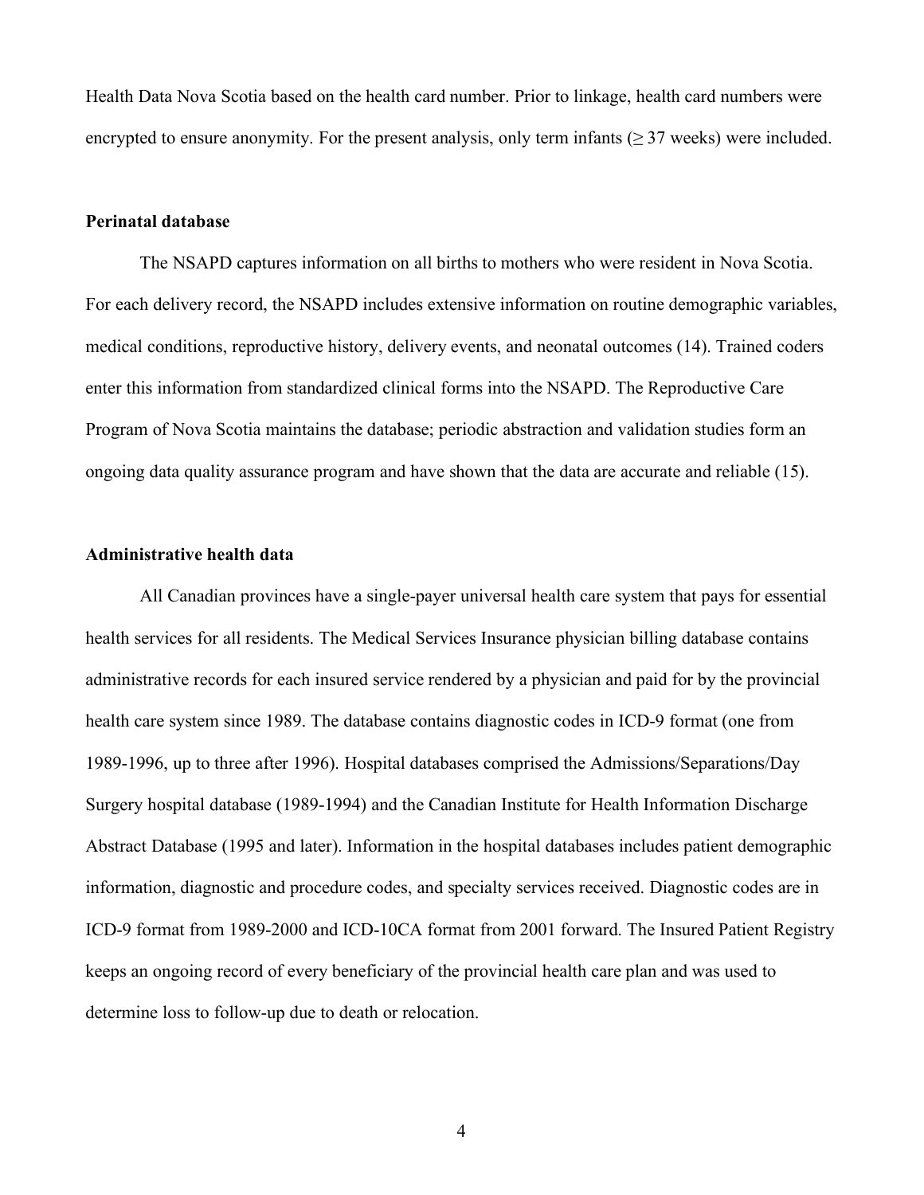Health Data Nova Scotia based on the health card number. Prior to linkage, health card numbers were encrypted to ensure anonymity. For the present analysis, only term infants (≥ 37 weeks) were included.

### Perinatal database

The NSAPD captures information on all births to mothers who were resident in Nova Scotia. For each delivery record, the NSAPD includes extensive information on routine demographic variables, medical conditions, reproductive history, delivery events, and neonatal outcomes (14). Trained coders enter this information from standardized clinical forms into the NSAPD. The Reproductive Care Program of Nova Scotia maintains the database; periodic abstraction and validation studies form an ongoing data quality assurance program and have shown that the data are accurate and reliable (15).

### Administrative health data

All Canadian provinces have a single-payer universal health care system that pays for essential health services for all residents. The Medical Services Insurance physician billing database contains administrative records for each insured service rendered by a physician and paid for by the provincial health care system since 1989. The database contains diagnostic codes in ICD-9 format (one from 1989-1996, up to three after 1996). Hospital databases comprised the Admissions/Separations/Day Surgery hospital database (1989-1994) and the Canadian Institute for Health Information Discharge Abstract Database (1995 and later). Information in the hospital databases includes patient demographic information, diagnostic and procedure codes, and specialty services received. Diagnostic codes are in ICD-9 format from 1989-2000 and ICD-10CA format from 2001 forward. The Insured Patient Registry keeps an ongoing record of every beneficiary of the provincial health care plan and was used to determine loss to follow-up due to death or relocation.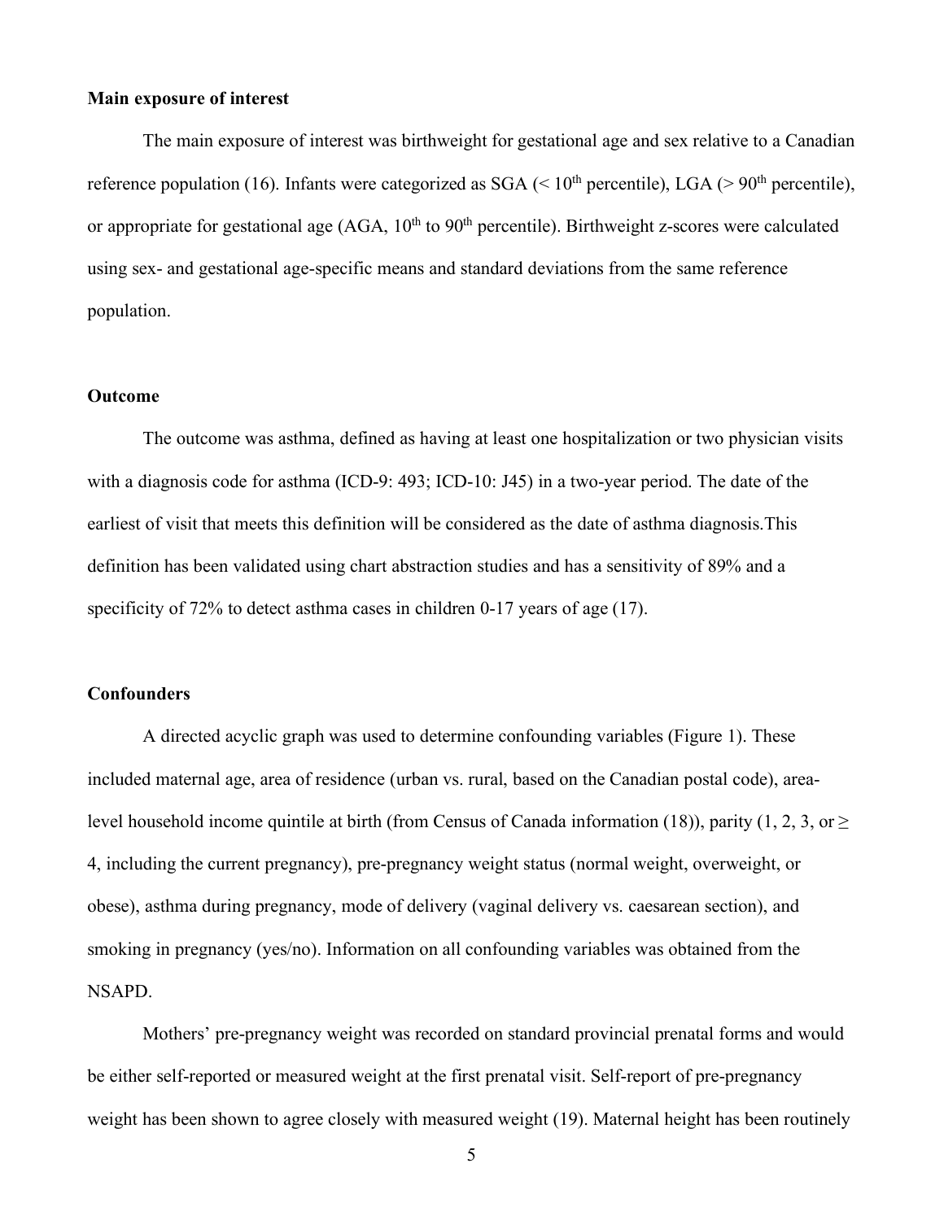**Main exposure of interest**

The main exposure of interest was birthweight for gestational age and sex relative to a Canadian reference population (16). Infants were categorized as SGA (< 10th percentile), LGA (> 90th percentile), or appropriate for gestational age (AGA, 10th to 90th percentile). Birthweight z-scores were calculated using sex- and gestational age-specific means and standard deviations from the same reference population.

**Outcome**

The outcome was asthma, defined as having at least one hospitalization or two physician visits with a diagnosis code for asthma (ICD-9: 493; ICD-10: J45) in a two-year period. The date of the earliest of visit that meets this definition will be considered as the date of asthma diagnosis.This definition has been validated using chart abstraction studies and has a sensitivity of 89% and a specificity of 72% to detect asthma cases in children 0-17 years of age (17).

**Confounders**

A directed acyclic graph was used to determine confounding variables (Figure 1). These included maternal age, area of residence (urban vs. rural, based on the Canadian postal code), area-level household income quintile at birth (from Census of Canada information (18)), parity (1, 2, 3, or ≥ 4, including the current pregnancy), pre-pregnancy weight status (normal weight, overweight, or obese), asthma during pregnancy, mode of delivery (vaginal delivery vs. caesarean section), and smoking in pregnancy (yes/no). Information on all confounding variables was obtained from the NSAPD.

Mothers' pre-pregnancy weight was recorded on standard provincial prenatal forms and would be either self-reported or measured weight at the first prenatal visit. Self-report of pre-pregnancy weight has been shown to agree closely with measured weight (19). Maternal height has been routinely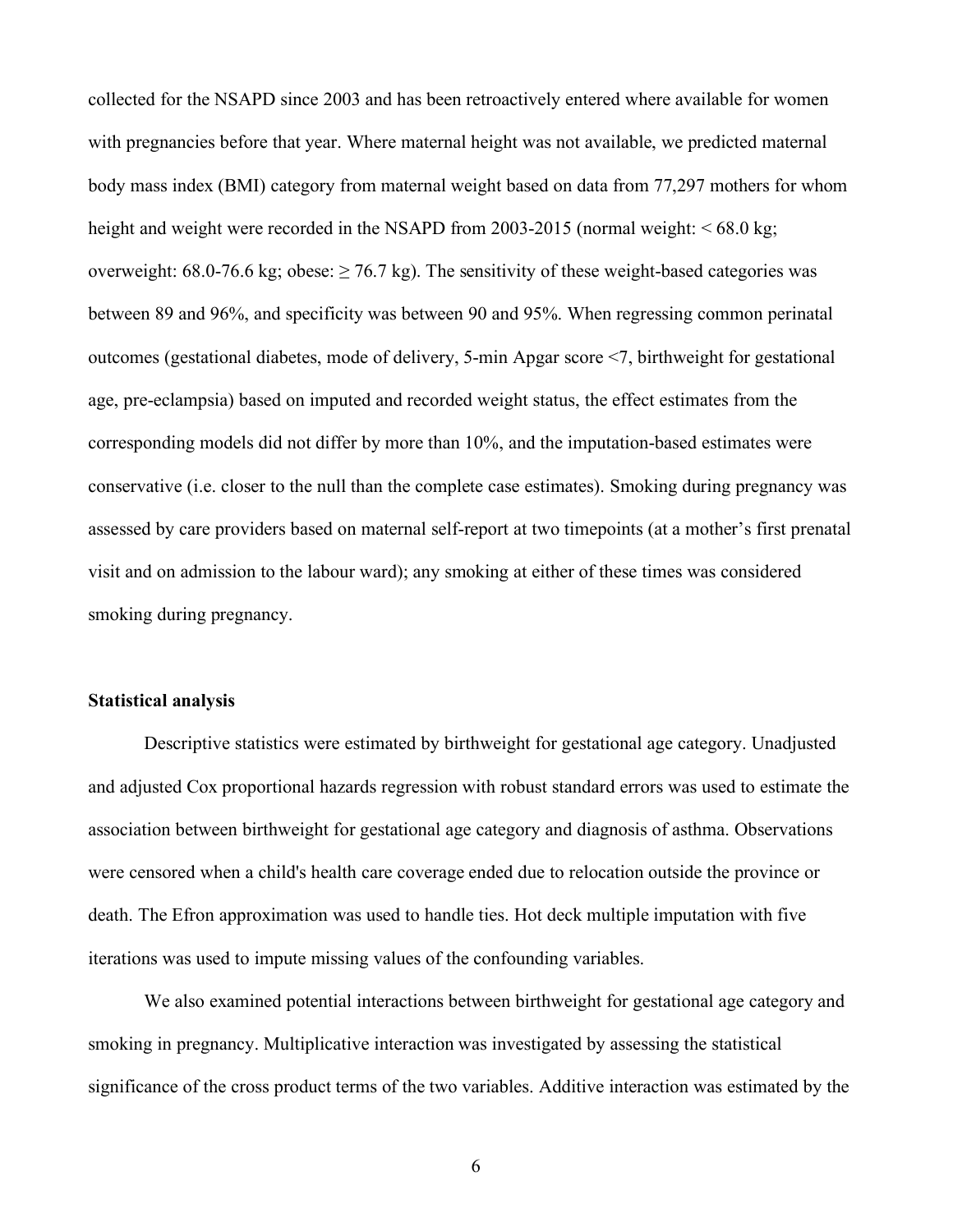collected for the NSAPD since 2003 and has been retroactively entered where available for women with pregnancies before that year. Where maternal height was not available, we predicted maternal body mass index (BMI) category from maternal weight based on data from 77,297 mothers for whom height and weight were recorded in the NSAPD from 2003-2015 (normal weight: < 68.0 kg; overweight: 68.0-76.6 kg; obese: ≥ 76.7 kg). The sensitivity of these weight-based categories was between 89 and 96%, and specificity was between 90 and 95%. When regressing common perinatal outcomes (gestational diabetes, mode of delivery, 5-min Apgar score <7, birthweight for gestational age, pre-eclampsia) based on imputed and recorded weight status, the effect estimates from the corresponding models did not differ by more than 10%, and the imputation-based estimates were conservative (i.e. closer to the null than the complete case estimates). Smoking during pregnancy was assessed by care providers based on maternal self-report at two timepoints (at a mother's first prenatal visit and on admission to the labour ward); any smoking at either of these times was considered smoking during pregnancy.

**Statistical analysis**

Descriptive statistics were estimated by birthweight for gestational age category. Unadjusted and adjusted Cox proportional hazards regression with robust standard errors was used to estimate the association between birthweight for gestational age category and diagnosis of asthma. Observations were censored when a child's health care coverage ended due to relocation outside the province or death. The Efron approximation was used to handle ties. Hot deck multiple imputation with five iterations was used to impute missing values of the confounding variables.

We also examined potential interactions between birthweight for gestational age category and smoking in pregnancy. Multiplicative interaction was investigated by assessing the statistical significance of the cross product terms of the two variables. Additive interaction was estimated by the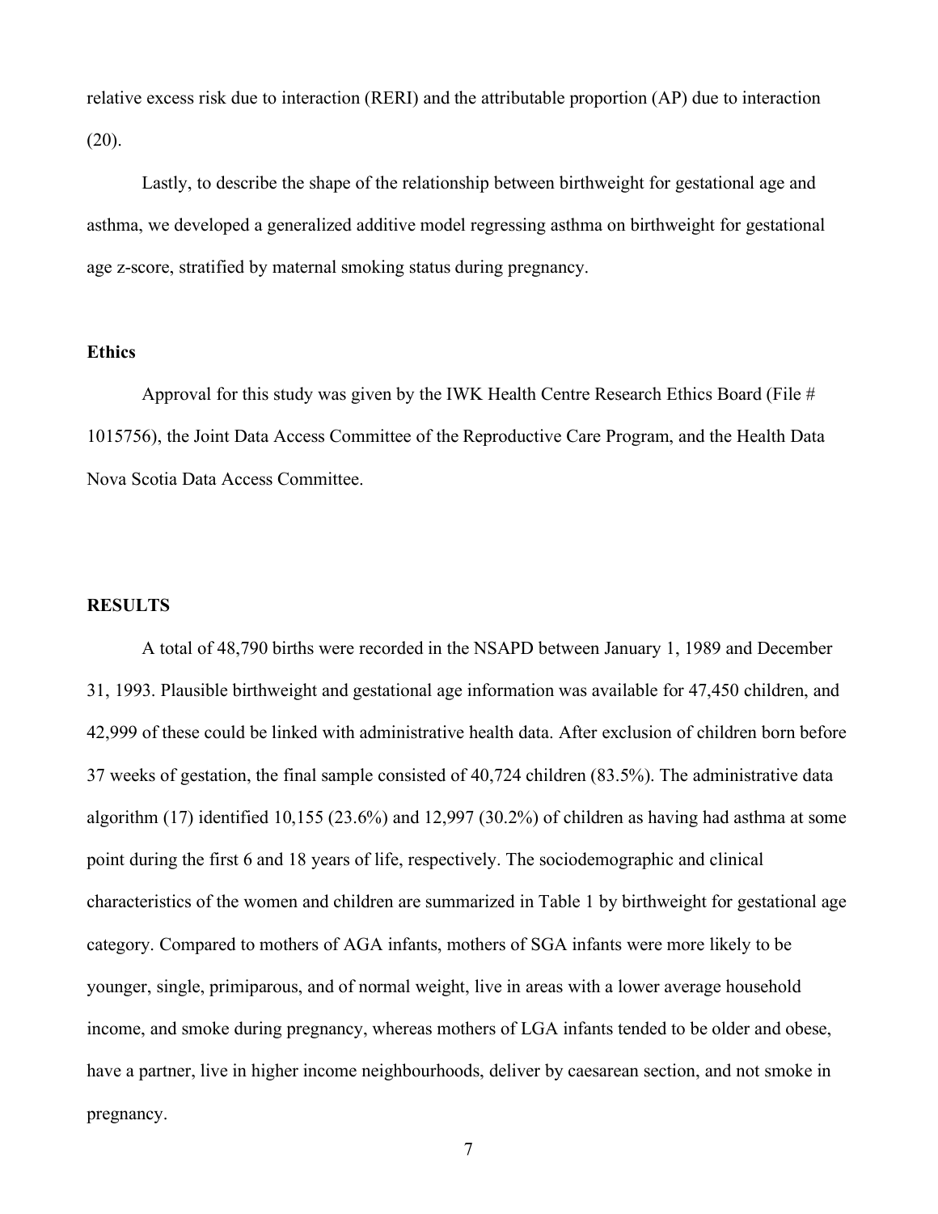relative excess risk due to interaction (RERI) and the attributable proportion (AP) due to interaction (20).

Lastly, to describe the shape of the relationship between birthweight for gestational age and asthma, we developed a generalized additive model regressing asthma on birthweight for gestational age z-score, stratified by maternal smoking status during pregnancy.

**Ethics**

Approval for this study was given by the IWK Health Centre Research Ethics Board (File # 1015756), the Joint Data Access Committee of the Reproductive Care Program, and the Health Data Nova Scotia Data Access Committee.

## RESULTS

A total of 48,790 births were recorded in the NSAPD between January 1, 1989 and December 31, 1993. Plausible birthweight and gestational age information was available for 47,450 children, and 42,999 of these could be linked with administrative health data. After exclusion of children born before 37 weeks of gestation, the final sample consisted of 40,724 children (83.5%). The administrative data algorithm (17) identified 10,155 (23.6%) and 12,997 (30.2%) of children as having had asthma at some point during the first 6 and 18 years of life, respectively. The sociodemographic and clinical characteristics of the women and children are summarized in Table 1 by birthweight for gestational age category. Compared to mothers of AGA infants, mothers of SGA infants were more likely to be younger, single, primiparous, and of normal weight, live in areas with a lower average household income, and smoke during pregnancy, whereas mothers of LGA infants tended to be older and obese, have a partner, live in higher income neighbourhoods, deliver by caesarean section, and not smoke in pregnancy.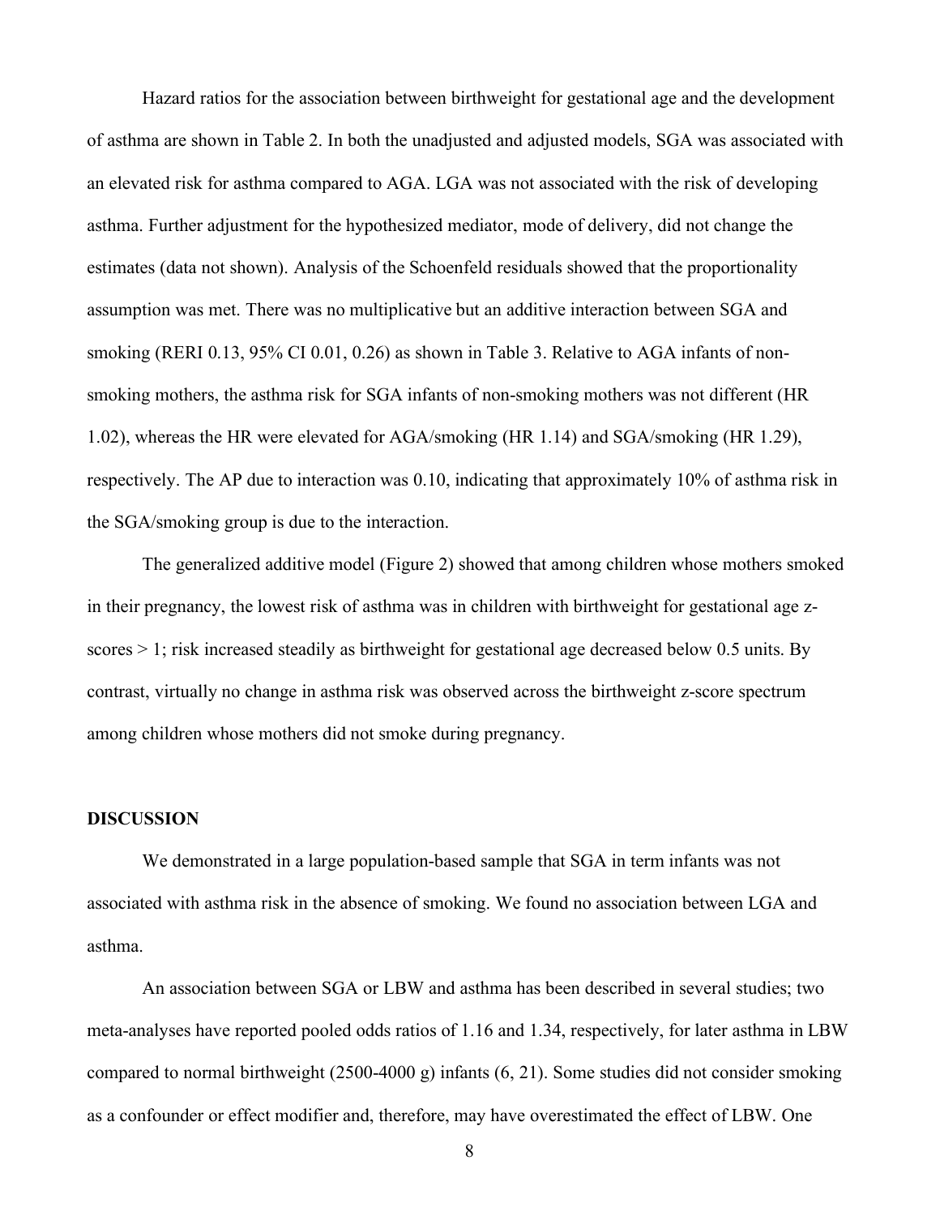Hazard ratios for the association between birthweight for gestational age and the development of asthma are shown in Table 2. In both the unadjusted and adjusted models, SGA was associated with an elevated risk for asthma compared to AGA. LGA was not associated with the risk of developing asthma. Further adjustment for the hypothesized mediator, mode of delivery, did not change the estimates (data not shown). Analysis of the Schoenfeld residuals showed that the proportionality assumption was met. There was no multiplicative but an additive interaction between SGA and smoking (RERI 0.13, 95% CI 0.01, 0.26) as shown in Table 3. Relative to AGA infants of non-smoking mothers, the asthma risk for SGA infants of non-smoking mothers was not different (HR 1.02), whereas the HR were elevated for AGA/smoking (HR 1.14) and SGA/smoking (HR 1.29), respectively. The AP due to interaction was 0.10, indicating that approximately 10% of asthma risk in the SGA/smoking group is due to the interaction.

The generalized additive model (Figure 2) showed that among children whose mothers smoked in their pregnancy, the lowest risk of asthma was in children with birthweight for gestational age z-scores > 1; risk increased steadily as birthweight for gestational age decreased below 0.5 units. By contrast, virtually no change in asthma risk was observed across the birthweight z-score spectrum among children whose mothers did not smoke during pregnancy.

## DISCUSSION

We demonstrated in a large population-based sample that SGA in term infants was not associated with asthma risk in the absence of smoking. We found no association between LGA and asthma.

An association between SGA or LBW and asthma has been described in several studies; two meta-analyses have reported pooled odds ratios of 1.16 and 1.34, respectively, for later asthma in LBW compared to normal birthweight (2500-4000 g) infants (6, 21). Some studies did not consider smoking as a confounder or effect modifier and, therefore, may have overestimated the effect of LBW. One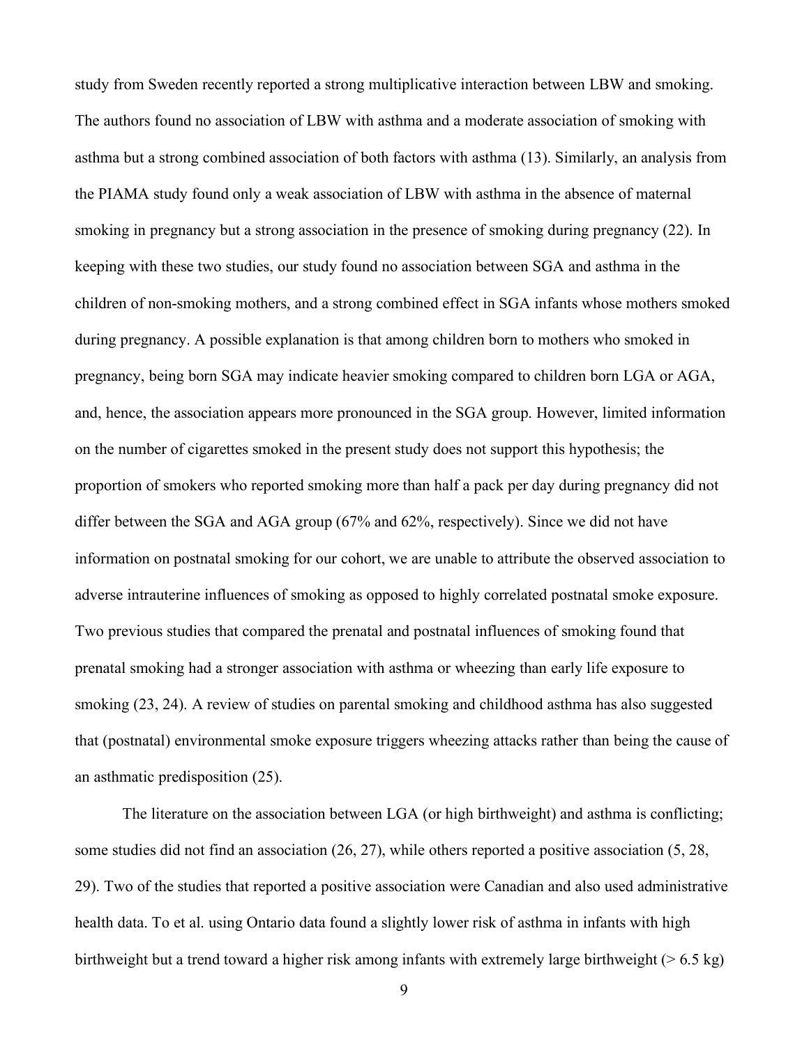study from Sweden recently reported a strong multiplicative interaction between LBW and smoking. The authors found no association of LBW with asthma and a moderate association of smoking with asthma but a strong combined association of both factors with asthma (13). Similarly, an analysis from the PIAMA study found only a weak association of LBW with asthma in the absence of maternal smoking in pregnancy but a strong association in the presence of smoking during pregnancy (22). In keeping with these two studies, our study found no association between SGA and asthma in the children of non-smoking mothers, and a strong combined effect in SGA infants whose mothers smoked during pregnancy. A possible explanation is that among children born to mothers who smoked in pregnancy, being born SGA may indicate heavier smoking compared to children born LGA or AGA, and, hence, the association appears more pronounced in the SGA group. However, limited information on the number of cigarettes smoked in the present study does not support this hypothesis; the proportion of smokers who reported smoking more than half a pack per day during pregnancy did not differ between the SGA and AGA group (67% and 62%, respectively). Since we did not have information on postnatal smoking for our cohort, we are unable to attribute the observed association to adverse intrauterine influences of smoking as opposed to highly correlated postnatal smoke exposure. Two previous studies that compared the prenatal and postnatal influences of smoking found that prenatal smoking had a stronger association with asthma or wheezing than early life exposure to smoking (23, 24). A review of studies on parental smoking and childhood asthma has also suggested that (postnatal) environmental smoke exposure triggers wheezing attacks rather than being the cause of an asthmatic predisposition (25).

The literature on the association between LGA (or high birthweight) and asthma is conflicting; some studies did not find an association (26, 27), while others reported a positive association (5, 28, 29). Two of the studies that reported a positive association were Canadian and also used administrative health data. To et al. using Ontario data found a slightly lower risk of asthma in infants with high birthweight but a trend toward a higher risk among infants with extremely large birthweight (> 6.5 kg)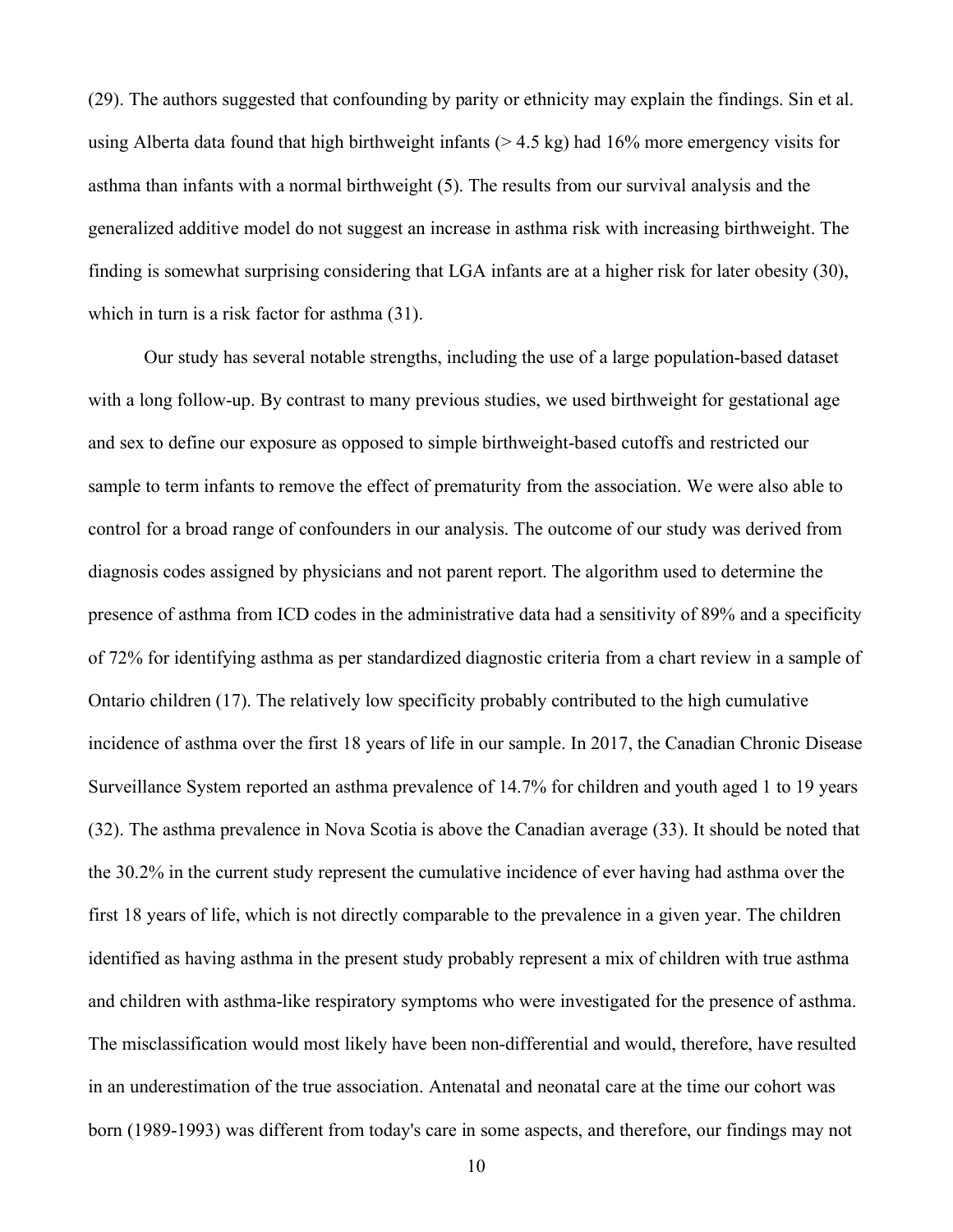(29). The authors suggested that confounding by parity or ethnicity may explain the findings. Sin et al. using Alberta data found that high birthweight infants (> 4.5 kg) had 16% more emergency visits for asthma than infants with a normal birthweight (5). The results from our survival analysis and the generalized additive model do not suggest an increase in asthma risk with increasing birthweight. The finding is somewhat surprising considering that LGA infants are at a higher risk for later obesity (30), which in turn is a risk factor for asthma (31).

Our study has several notable strengths, including the use of a large population-based dataset with a long follow-up. By contrast to many previous studies, we used birthweight for gestational age and sex to define our exposure as opposed to simple birthweight-based cutoffs and restricted our sample to term infants to remove the effect of prematurity from the association. We were also able to control for a broad range of confounders in our analysis. The outcome of our study was derived from diagnosis codes assigned by physicians and not parent report. The algorithm used to determine the presence of asthma from ICD codes in the administrative data had a sensitivity of 89% and a specificity of 72% for identifying asthma as per standardized diagnostic criteria from a chart review in a sample of Ontario children (17). The relatively low specificity probably contributed to the high cumulative incidence of asthma over the first 18 years of life in our sample. In 2017, the Canadian Chronic Disease Surveillance System reported an asthma prevalence of 14.7% for children and youth aged 1 to 19 years (32). The asthma prevalence in Nova Scotia is above the Canadian average (33). It should be noted that the 30.2% in the current study represent the cumulative incidence of ever having had asthma over the first 18 years of life, which is not directly comparable to the prevalence in a given year. The children identified as having asthma in the present study probably represent a mix of children with true asthma and children with asthma-like respiratory symptoms who were investigated for the presence of asthma. The misclassification would most likely have been non-differential and would, therefore, have resulted in an underestimation of the true association. Antenatal and neonatal care at the time our cohort was born (1989-1993) was different from today's care in some aspects, and therefore, our findings may not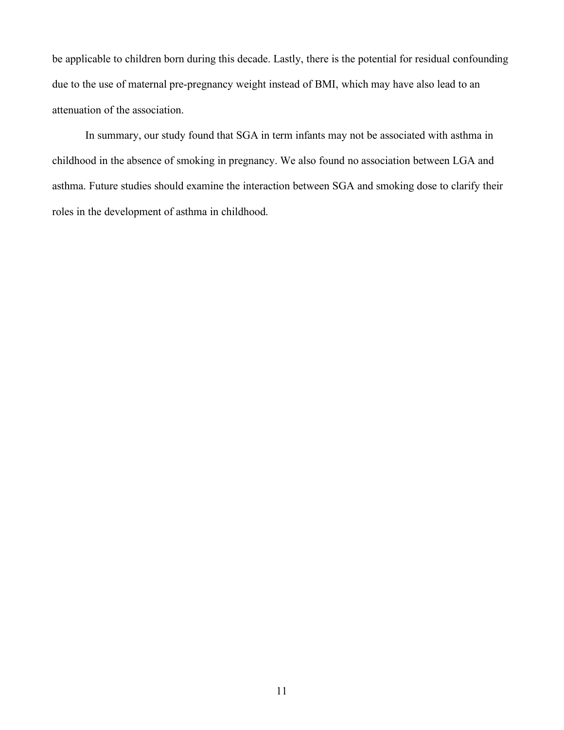be applicable to children born during this decade. Lastly, there is the potential for residual confounding due to the use of maternal pre-pregnancy weight instead of BMI, which may have also lead to an attenuation of the association.

In summary, our study found that SGA in term infants may not be associated with asthma in childhood in the absence of smoking in pregnancy. We also found no association between LGA and asthma. Future studies should examine the interaction between SGA and smoking dose to clarify their roles in the development of asthma in childhood.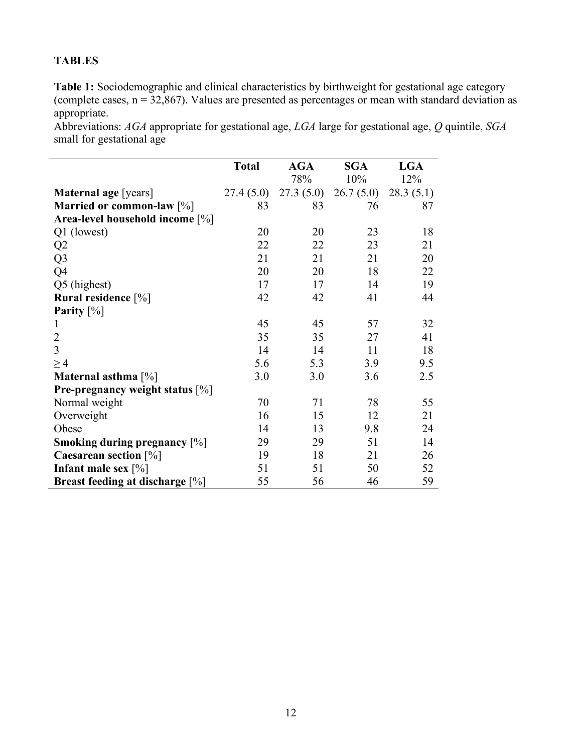## TABLES

**Table 1:** Sociodemographic and clinical characteristics by birthweight for gestational age category (complete cases, n = 32,867). Values are presented as percentages or mean with standard deviation as appropriate.
Abbreviations: *AGA* appropriate for gestational age, *LGA* large for gestational age, *Q* quintile, *SGA* small for gestational age

| | Total | AGA 78% | SGA 10% | LGA 12% |
|---|---|---|---|---|
| **Maternal age** [years] | 27.4 (5.0) | 27.3 (5.0) | 26.7 (5.0) | 28.3 (5.1) |
| **Married or common-law** [%] | 83 | 83 | 76 | 87 |
| **Area-level household income** [%] | | | | |
| Q1 (lowest) | 20 | 20 | 23 | 18 |
| Q2 | 22 | 22 | 23 | 21 |
| Q3 | 21 | 21 | 21 | 20 |
| Q4 | 20 | 20 | 18 | 22 |
| Q5 (highest) | 17 | 17 | 14 | 19 |
| **Rural residence** [%] | 42 | 42 | 41 | 44 |
| **Parity** [%] | | | | |
| 1 | 45 | 45 | 57 | 32 |
| 2 | 35 | 35 | 27 | 41 |
| 3 | 14 | 14 | 11 | 18 |
| ≥ 4 | 5.6 | 5.3 | 3.9 | 9.5 |
| **Maternal asthma** [%] | 3.0 | 3.0 | 3.6 | 2.5 |
| **Pre-pregnancy weight status** [%] | | | | |
| Normal weight | 70 | 71 | 78 | 55 |
| Overweight | 16 | 15 | 12 | 21 |
| Obese | 14 | 13 | 9.8 | 24 |
| **Smoking during pregnancy** [%] | 29 | 29 | 51 | 14 |
| **Caesarean section** [%] | 19 | 18 | 21 | 26 |
| **Infant male sex** [%] | 51 | 51 | 50 | 52 |
| **Breast feeding at discharge** [%] | 55 | 56 | 46 | 59 |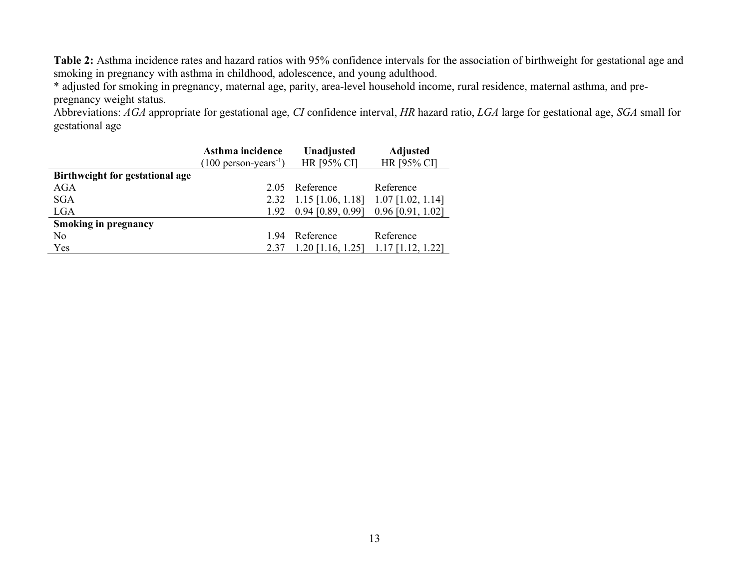**Table 2:** Asthma incidence rates and hazard ratios with 95% confidence intervals for the association of birthweight for gestational age and smoking in pregnancy with asthma in childhood, adolescence, and young adulthood.

* adjusted for smoking in pregnancy, maternal age, parity, area-level household income, rural residence, maternal asthma, and pre-pregnancy weight status.

Abbreviations: *AGA* appropriate for gestational age, *CI* confidence interval, *HR* hazard ratio, *LGA* large for gestational age, *SGA* small for gestational age

| | **Asthma incidence** (100 person-years$^{-1}$) | **Unadjusted** HR [95% CI] | **Adjusted** HR [95% CI] |
|---|---|---|---|
| **Birthweight for gestational age** | | | |
| AGA | 2.05 | Reference | Reference |
| SGA | 2.32 | 1.15 [1.06, 1.18] | 1.07 [1.02, 1.14] |
| LGA | 1.92 | 0.94 [0.89, 0.99] | 0.96 [0.91, 1.02] |
| **Smoking in pregnancy** | | | |
| No | 1.94 | Reference | Reference |
| Yes | 2.37 | 1.20 [1.16, 1.25] | 1.17 [1.12, 1.22] |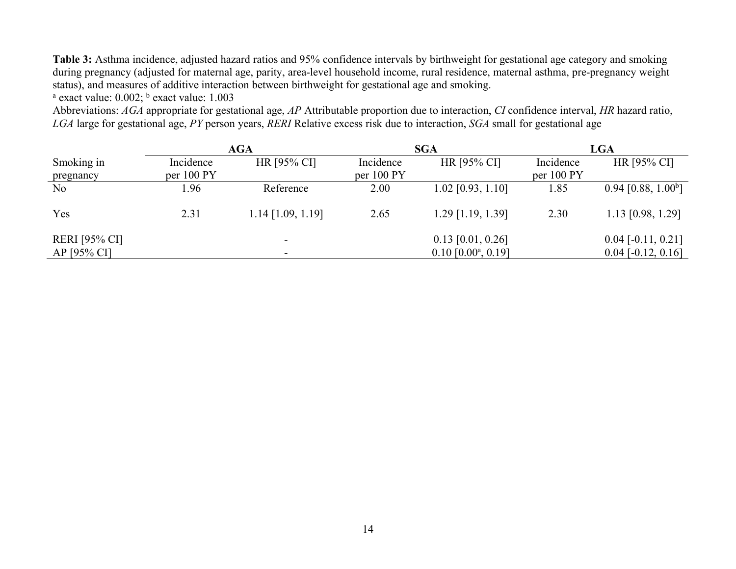**Table 3:** Asthma incidence, adjusted hazard ratios and 95% confidence intervals by birthweight for gestational age category and smoking during pregnancy (adjusted for maternal age, parity, area-level household income, rural residence, maternal asthma, pre-pregnancy weight status), and measures of additive interaction between birthweight for gestational age and smoking.

[a] exact value: 0.002; [b] exact value: 1.003

Abbreviations: *AGA* appropriate for gestational age, *AP* Attributable proportion due to interaction, *CI* confidence interval, *HR* hazard ratio, *LGA* large for gestational age, *PY* person years, *RERI* Relative excess risk due to interaction, *SGA* small for gestational age

| | **AGA** | | **SGA** | | **LGA** | |
|---|---|---|---|---|---|---|
| Smoking in pregnancy | Incidence per 100 PY | HR [95% CI] | Incidence per 100 PY | HR [95% CI] | Incidence per 100 PY | HR [95% CI] |
| No | 1.96 | Reference | 2.00 | 1.02 [0.93, 1.10] | 1.85 | 0.94 [0.88, 1.00[b]] |
| Yes | 2.31 | 1.14 [1.09, 1.19] | 2.65 | 1.29 [1.19, 1.39] | 2.30 | 1.13 [0.98, 1.29] |
| RERI [95% CI] | | - | | 0.13 [0.01, 0.26] | | 0.04 [-0.11, 0.21] |
| AP [95% CI] | | - | | 0.10 [0.00[a], 0.19] | | 0.04 [-0.12, 0.16] |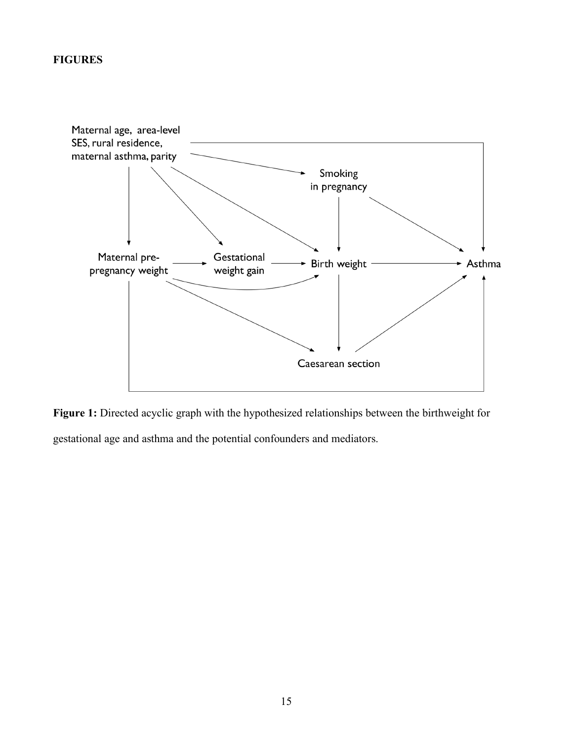**FIGURES**

**Figure 1:** Directed acyclic graph with the hypothesized relationships between the birthweight for gestational age and asthma and the potential confounders and mediators.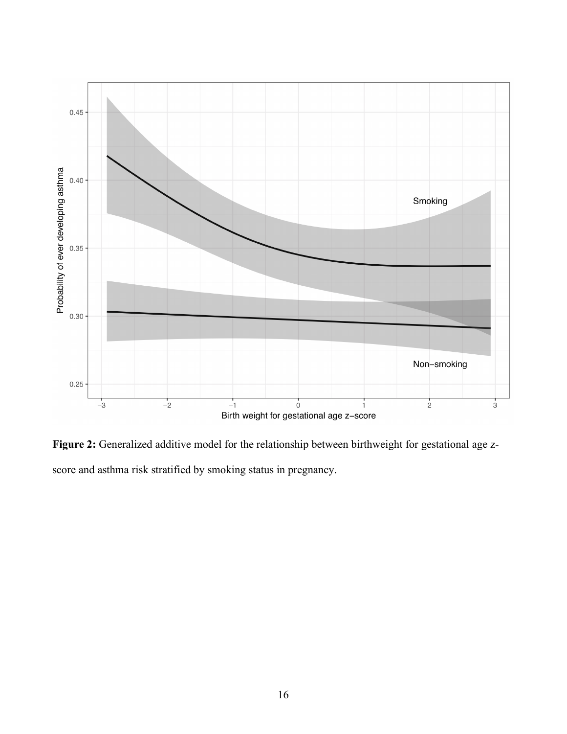**Figure 2:** Generalized additive model for the relationship between birthweight for gestational age z-score and asthma risk stratified by smoking status in pregnancy.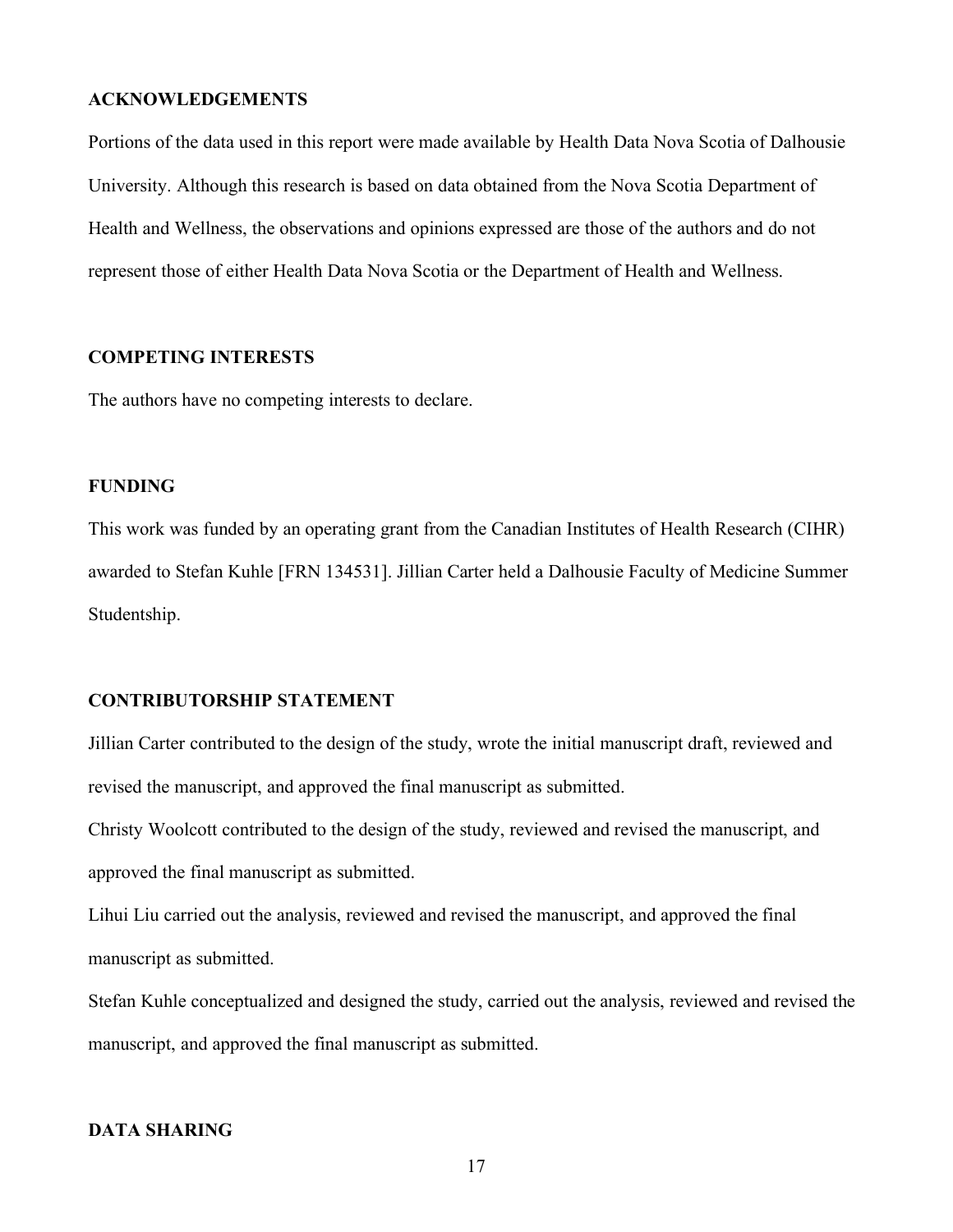## ACKNOWLEDGEMENTS

Portions of the data used in this report were made available by Health Data Nova Scotia of Dalhousie University. Although this research is based on data obtained from the Nova Scotia Department of Health and Wellness, the observations and opinions expressed are those of the authors and do not represent those of either Health Data Nova Scotia or the Department of Health and Wellness.

## COMPETING INTERESTS

The authors have no competing interests to declare.

## FUNDING

This work was funded by an operating grant from the Canadian Institutes of Health Research (CIHR) awarded to Stefan Kuhle [FRN 134531]. Jillian Carter held a Dalhousie Faculty of Medicine Summer Studentship.

## CONTRIBUTORSHIP STATEMENT

Jillian Carter contributed to the design of the study, wrote the initial manuscript draft, reviewed and revised the manuscript, and approved the final manuscript as submitted.

Christy Woolcott contributed to the design of the study, reviewed and revised the manuscript, and approved the final manuscript as submitted.

Lihui Liu carried out the analysis, reviewed and revised the manuscript, and approved the final manuscript as submitted.

Stefan Kuhle conceptualized and designed the study, carried out the analysis, reviewed and revised the manuscript, and approved the final manuscript as submitted.

## DATA SHARING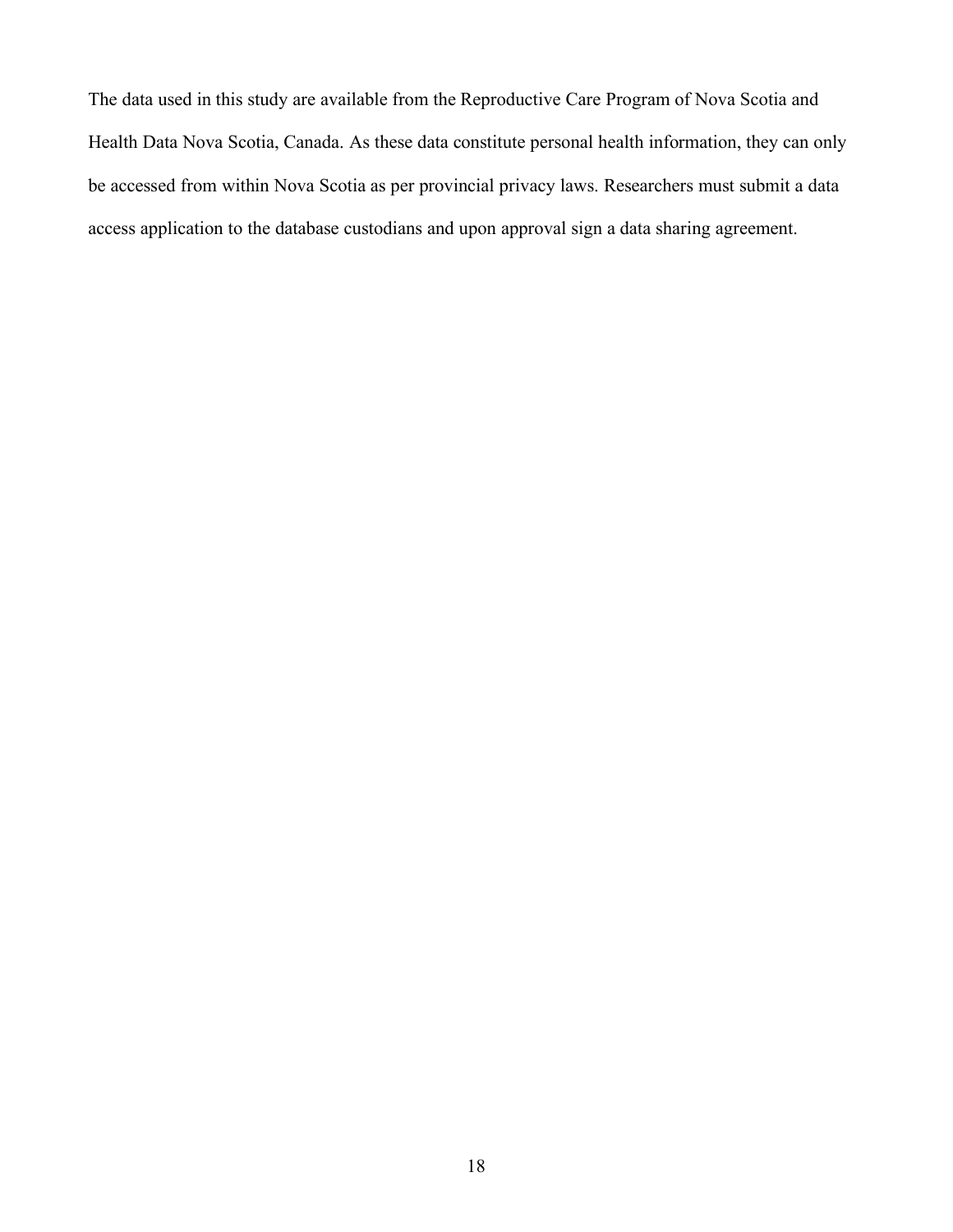The data used in this study are available from the Reproductive Care Program of Nova Scotia and Health Data Nova Scotia, Canada. As these data constitute personal health information, they can only be accessed from within Nova Scotia as per provincial privacy laws. Researchers must submit a data access application to the database custodians and upon approval sign a data sharing agreement.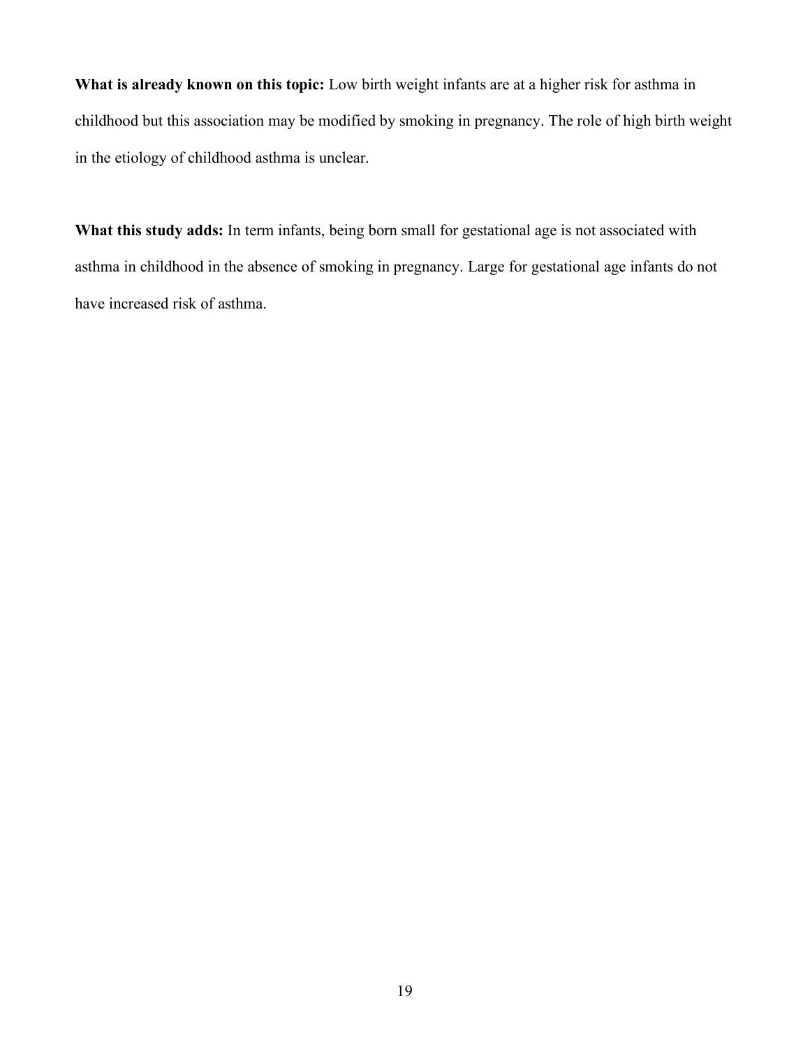**What is already known on this topic:** Low birth weight infants are at a higher risk for asthma in childhood but this association may be modified by smoking in pregnancy. The role of high birth weight in the etiology of childhood asthma is unclear.

**What this study adds:** In term infants, being born small for gestational age is not associated with asthma in childhood in the absence of smoking in pregnancy. Large for gestational age infants do not have increased risk of asthma.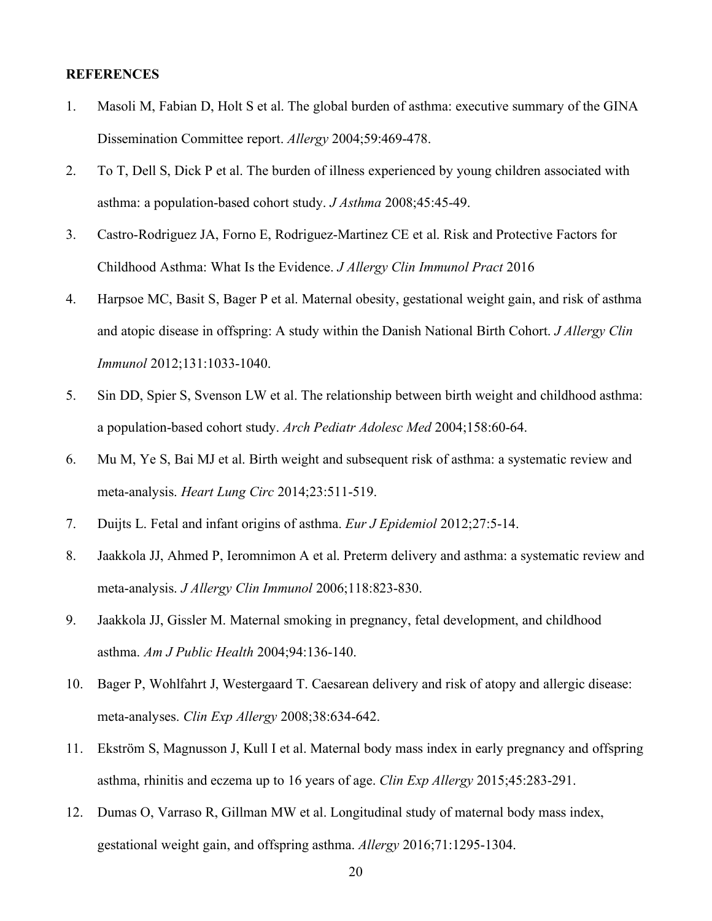**REFERENCES**

1. Masoli M, Fabian D, Holt S et al. The global burden of asthma: executive summary of the GINA Dissemination Committee report. *Allergy* 2004;59:469-478.
2. To T, Dell S, Dick P et al. The burden of illness experienced by young children associated with asthma: a population-based cohort study. *J Asthma* 2008;45:45-49.
3. Castro-Rodriguez JA, Forno E, Rodriguez-Martinez CE et al. Risk and Protective Factors for Childhood Asthma: What Is the Evidence. *J Allergy Clin Immunol Pract* 2016
4. Harpsoe MC, Basit S, Bager P et al. Maternal obesity, gestational weight gain, and risk of asthma and atopic disease in offspring: A study within the Danish National Birth Cohort. *J Allergy Clin Immunol* 2012;131:1033-1040.
5. Sin DD, Spier S, Svenson LW et al. The relationship between birth weight and childhood asthma: a population-based cohort study. *Arch Pediatr Adolesc Med* 2004;158:60-64.
6. Mu M, Ye S, Bai MJ et al. Birth weight and subsequent risk of asthma: a systematic review and meta-analysis. *Heart Lung Circ* 2014;23:511-519.
7. Duijts L. Fetal and infant origins of asthma. *Eur J Epidemiol* 2012;27:5-14.
8. Jaakkola JJ, Ahmed P, Ieromnimon A et al. Preterm delivery and asthma: a systematic review and meta-analysis. *J Allergy Clin Immunol* 2006;118:823-830.
9. Jaakkola JJ, Gissler M. Maternal smoking in pregnancy, fetal development, and childhood asthma. *Am J Public Health* 2004;94:136-140.
10. Bager P, Wohlfahrt J, Westergaard T. Caesarean delivery and risk of atopy and allergic disease: meta-analyses. *Clin Exp Allergy* 2008;38:634-642.
11. Ekström S, Magnusson J, Kull I et al. Maternal body mass index in early pregnancy and offspring asthma, rhinitis and eczema up to 16 years of age. *Clin Exp Allergy* 2015;45:283-291.
12. Dumas O, Varraso R, Gillman MW et al. Longitudinal study of maternal body mass index, gestational weight gain, and offspring asthma. *Allergy* 2016;71:1295-1304.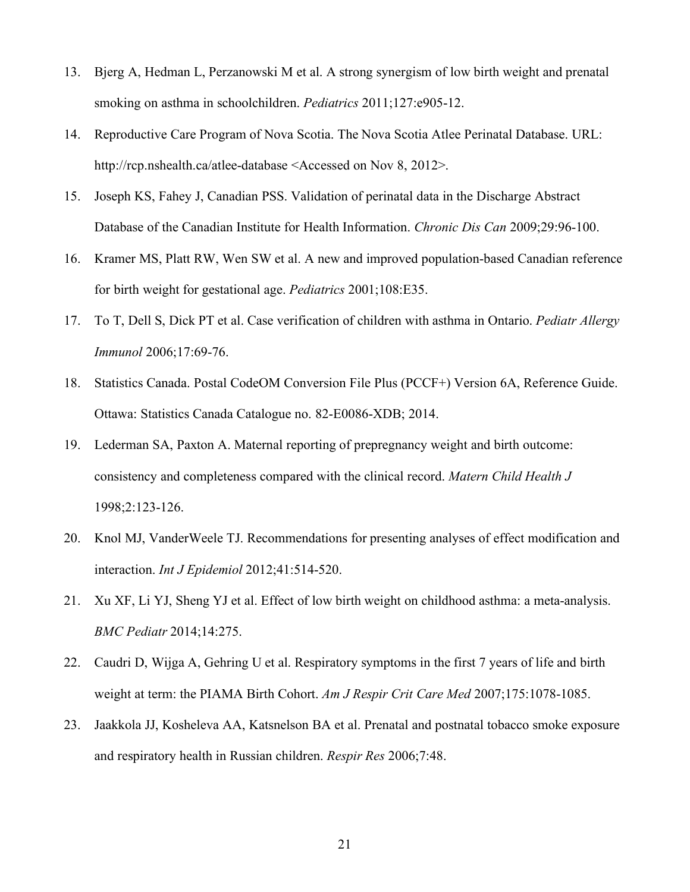13. Bjerg A, Hedman L, Perzanowski M et al. A strong synergism of low birth weight and prenatal smoking on asthma in schoolchildren. *Pediatrics* 2011;127:e905-12.
14. Reproductive Care Program of Nova Scotia. The Nova Scotia Atlee Perinatal Database. URL: http://rcp.nshealth.ca/atlee-database <Accessed on Nov 8, 2012>.
15. Joseph KS, Fahey J, Canadian PSS. Validation of perinatal data in the Discharge Abstract Database of the Canadian Institute for Health Information. *Chronic Dis Can* 2009;29:96-100.
16. Kramer MS, Platt RW, Wen SW et al. A new and improved population-based Canadian reference for birth weight for gestational age. *Pediatrics* 2001;108:E35.
17. To T, Dell S, Dick PT et al. Case verification of children with asthma in Ontario. *Pediatr Allergy Immunol* 2006;17:69-76.
18. Statistics Canada. Postal CodeOM Conversion File Plus (PCCF+) Version 6A, Reference Guide. Ottawa: Statistics Canada Catalogue no. 82-E0086-XDB; 2014.
19. Lederman SA, Paxton A. Maternal reporting of prepregnancy weight and birth outcome: consistency and completeness compared with the clinical record. *Matern Child Health J* 1998;2:123-126.
20. Knol MJ, VanderWeele TJ. Recommendations for presenting analyses of effect modification and interaction. *Int J Epidemiol* 2012;41:514-520.
21. Xu XF, Li YJ, Sheng YJ et al. Effect of low birth weight on childhood asthma: a meta-analysis. *BMC Pediatr* 2014;14:275.
22. Caudri D, Wijga A, Gehring U et al. Respiratory symptoms in the first 7 years of life and birth weight at term: the PIAMA Birth Cohort. *Am J Respir Crit Care Med* 2007;175:1078-1085.
23. Jaakkola JJ, Kosheleva AA, Katsnelson BA et al. Prenatal and postnatal tobacco smoke exposure and respiratory health in Russian children. *Respir Res* 2006;7:48.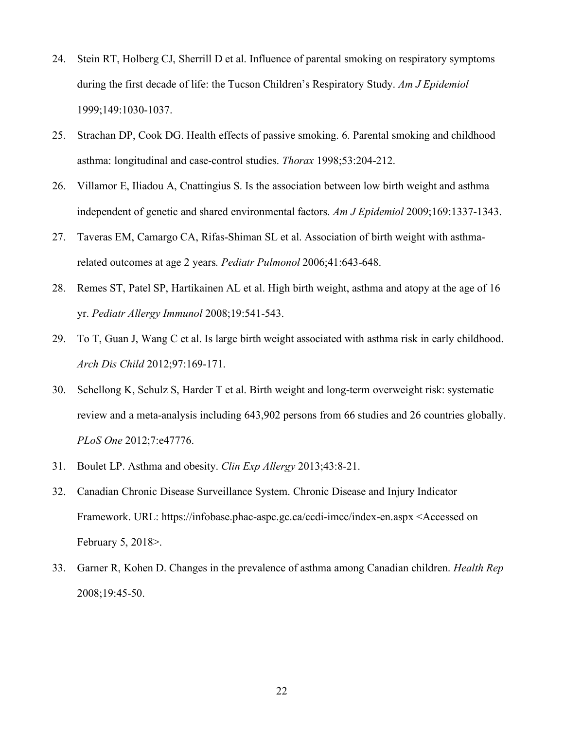24. Stein RT, Holberg CJ, Sherrill D et al. Influence of parental smoking on respiratory symptoms during the first decade of life: the Tucson Children's Respiratory Study. *Am J Epidemiol* 1999;149:1030-1037.
25. Strachan DP, Cook DG. Health effects of passive smoking. 6. Parental smoking and childhood asthma: longitudinal and case-control studies. *Thorax* 1998;53:204-212.
26. Villamor E, Iliadou A, Cnattingius S. Is the association between low birth weight and asthma independent of genetic and shared environmental factors. *Am J Epidemiol* 2009;169:1337-1343.
27. Taveras EM, Camargo CA, Rifas-Shiman SL et al. Association of birth weight with asthma-related outcomes at age 2 years. *Pediatr Pulmonol* 2006;41:643-648.
28. Remes ST, Patel SP, Hartikainen AL et al. High birth weight, asthma and atopy at the age of 16 yr. *Pediatr Allergy Immunol* 2008;19:541-543.
29. To T, Guan J, Wang C et al. Is large birth weight associated with asthma risk in early childhood. *Arch Dis Child* 2012;97:169-171.
30. Schellong K, Schulz S, Harder T et al. Birth weight and long-term overweight risk: systematic review and a meta-analysis including 643,902 persons from 66 studies and 26 countries globally. *PLoS One* 2012;7:e47776.
31. Boulet LP. Asthma and obesity. *Clin Exp Allergy* 2013;43:8-21.
32. Canadian Chronic Disease Surveillance System. Chronic Disease and Injury Indicator Framework. URL: https://infobase.phac-aspc.gc.ca/ccdi-imcc/index-en.aspx <Accessed on February 5, 2018>.
33. Garner R, Kohen D. Changes in the prevalence of asthma among Canadian children. *Health Rep* 2008;19:45-50.